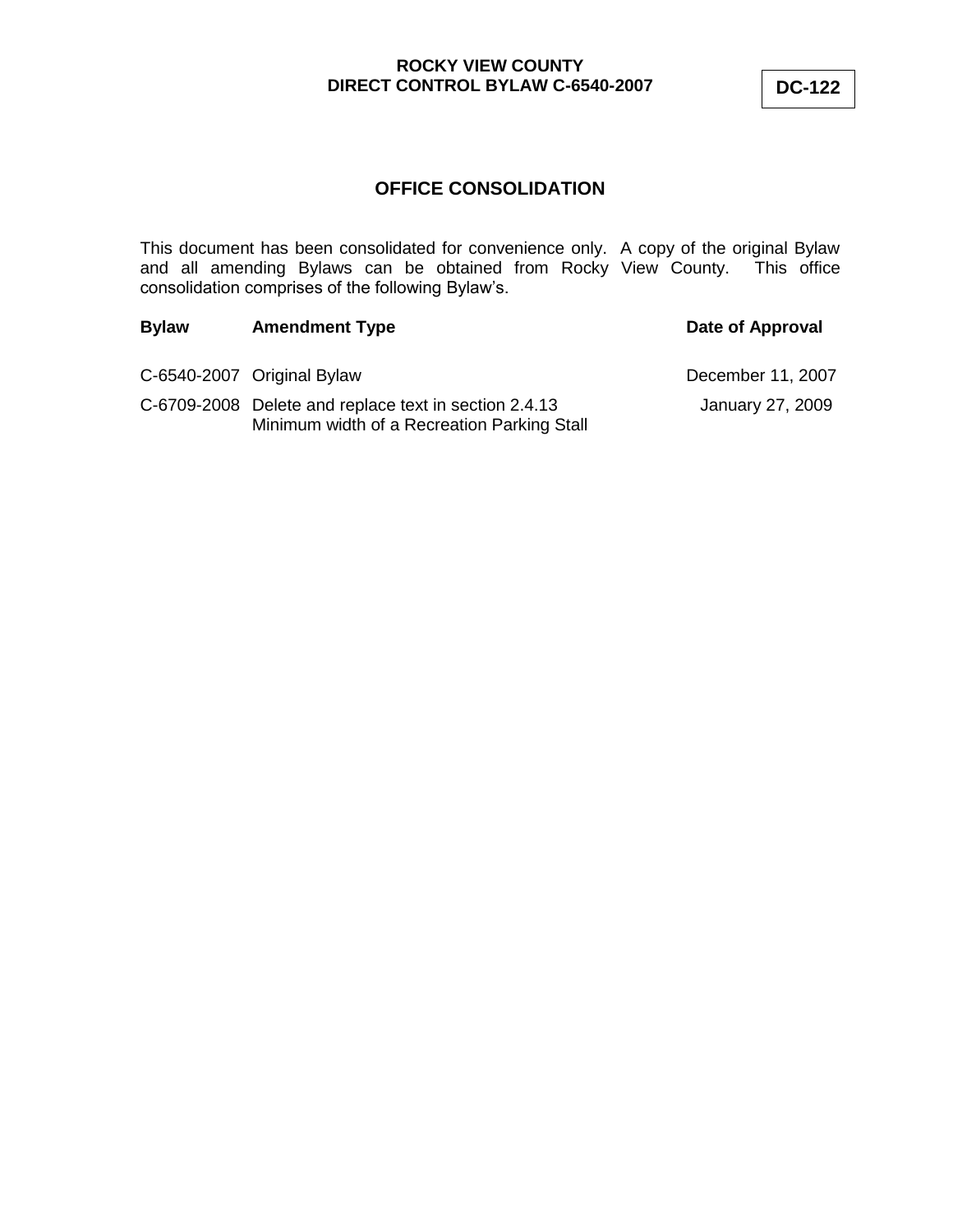**ROCKY VIEW COUNTY**
**DIRECT CONTROL BYLAW C-6540-2007**

**DC-122**

# OFFICE CONSOLIDATION

This document has been consolidated for convenience only. A copy of the original Bylaw and all amending Bylaws can be obtained from Rocky View County. This office consolidation comprises of the following Bylaw's.

| Bylaw | Amendment Type | Date of Approval |
|---|---|---|
| C-6540-2007 | Original Bylaw | December 11, 2007 |
| C-6709-2008 | Delete and replace text in section 2.4.13 Minimum width of a Recreation Parking Stall | January 27, 2009 |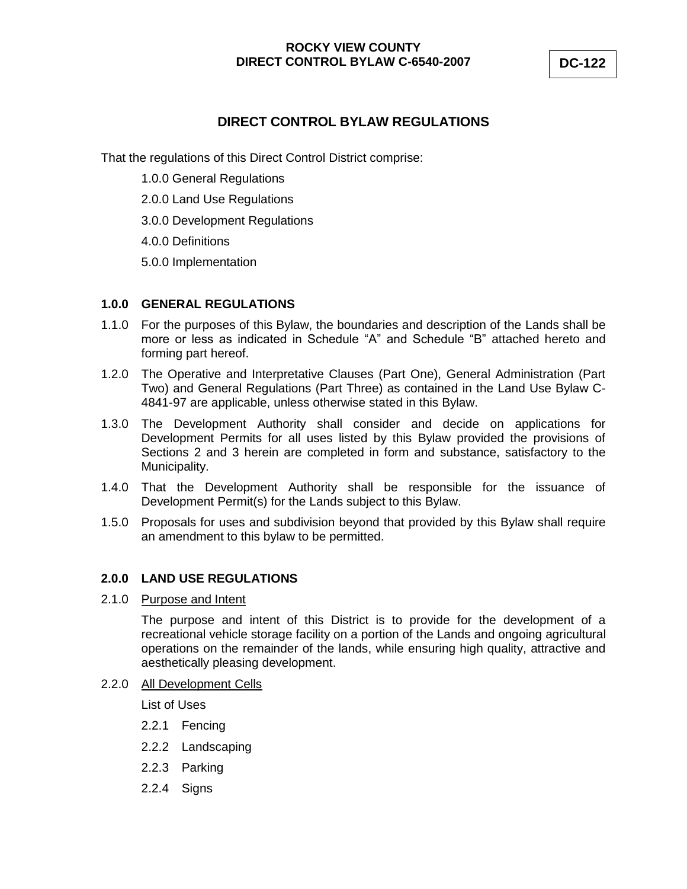# ROCKY VIEW COUNTY
# DIRECT CONTROL BYLAW C-6540-2007

**DC-122**

## DIRECT CONTROL BYLAW REGULATIONS

That the regulations of this Direct Control District comprise:

1.0.0 General Regulations

2.0.0 Land Use Regulations

3.0.0 Development Regulations

4.0.0 Definitions

5.0.0 Implementation

### 1.0.0 GENERAL REGULATIONS

1.1.0 For the purposes of this Bylaw, the boundaries and description of the Lands shall be more or less as indicated in Schedule “A” and Schedule “B” attached hereto and forming part hereof.

1.2.0 The Operative and Interpretative Clauses (Part One), General Administration (Part Two) and General Regulations (Part Three) as contained in the Land Use Bylaw C-4841-97 are applicable, unless otherwise stated in this Bylaw.

1.3.0 The Development Authority shall consider and decide on applications for Development Permits for all uses listed by this Bylaw provided the provisions of Sections 2 and 3 herein are completed in form and substance, satisfactory to the Municipality.

1.4.0 That the Development Authority shall be responsible for the issuance of Development Permit(s) for the Lands subject to this Bylaw.

1.5.0 Proposals for uses and subdivision beyond that provided by this Bylaw shall require an amendment to this bylaw to be permitted.

### 2.0.0 LAND USE REGULATIONS

2.1.0 <u>Purpose and Intent</u>

The purpose and intent of this District is to provide for the development of a recreational vehicle storage facility on a portion of the Lands and ongoing agricultural operations on the remainder of the lands, while ensuring high quality, attractive and aesthetically pleasing development.

2.2.0 <u>All Development Cells</u>

List of Uses

2.2.1 Fencing

2.2.2 Landscaping

2.2.3 Parking

2.2.4 Signs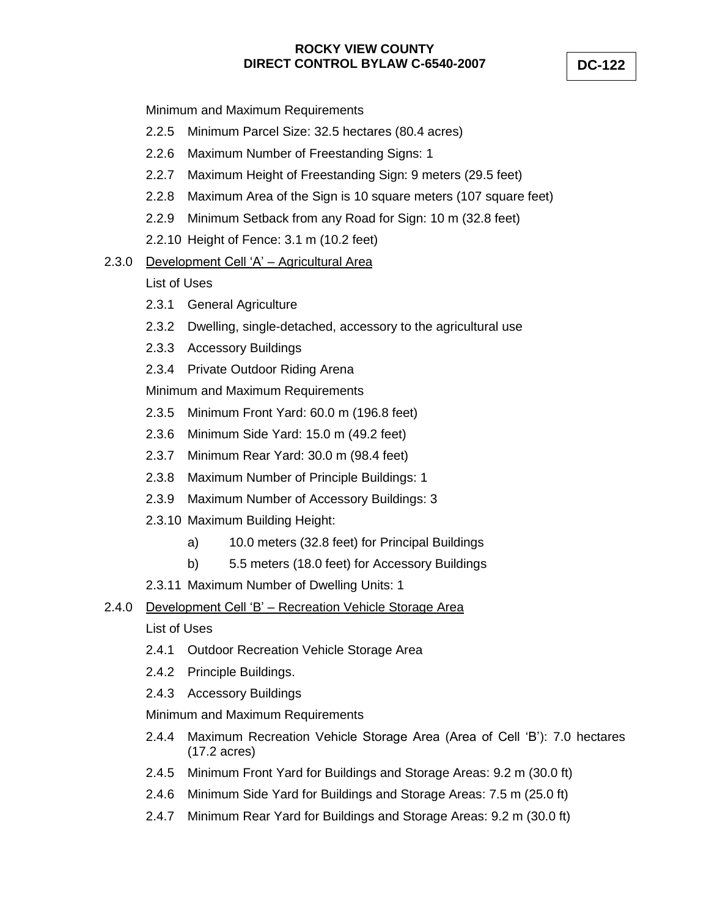Minimum and Maximum Requirements

2.2.5 Minimum Parcel Size: 32.5 hectares (80.4 acres)

2.2.6 Maximum Number of Freestanding Signs: 1

2.2.7 Maximum Height of Freestanding Sign: 9 meters (29.5 feet)

2.2.8 Maximum Area of the Sign is 10 square meters (107 square feet)

2.2.9 Minimum Setback from any Road for Sign: 10 m (32.8 feet)

2.2.10 Height of Fence: 3.1 m (10.2 feet)

2.3.0 <u>Development Cell 'A' – Agricultural Area</u>

List of Uses

2.3.1 General Agriculture

2.3.2 Dwelling, single-detached, accessory to the agricultural use

2.3.3 Accessory Buildings

2.3.4 Private Outdoor Riding Arena

Minimum and Maximum Requirements

2.3.5 Minimum Front Yard: 60.0 m (196.8 feet)

2.3.6 Minimum Side Yard: 15.0 m (49.2 feet)

2.3.7 Minimum Rear Yard: 30.0 m (98.4 feet)

2.3.8 Maximum Number of Principle Buildings: 1

2.3.9 Maximum Number of Accessory Buildings: 3

2.3.10 Maximum Building Height:

a) 10.0 meters (32.8 feet) for Principal Buildings

b) 5.5 meters (18.0 feet) for Accessory Buildings

2.3.11 Maximum Number of Dwelling Units: 1

2.4.0 <u>Development Cell 'B' – Recreation Vehicle Storage Area</u>

List of Uses

2.4.1 Outdoor Recreation Vehicle Storage Area

2.4.2 Principle Buildings.

2.4.3 Accessory Buildings

Minimum and Maximum Requirements

2.4.4 Maximum Recreation Vehicle Storage Area (Area of Cell 'B'): 7.0 hectares (17.2 acres)

2.4.5 Minimum Front Yard for Buildings and Storage Areas: 9.2 m (30.0 ft)

2.4.6 Minimum Side Yard for Buildings and Storage Areas: 7.5 m (25.0 ft)

2.4.7 Minimum Rear Yard for Buildings and Storage Areas: 9.2 m (30.0 ft)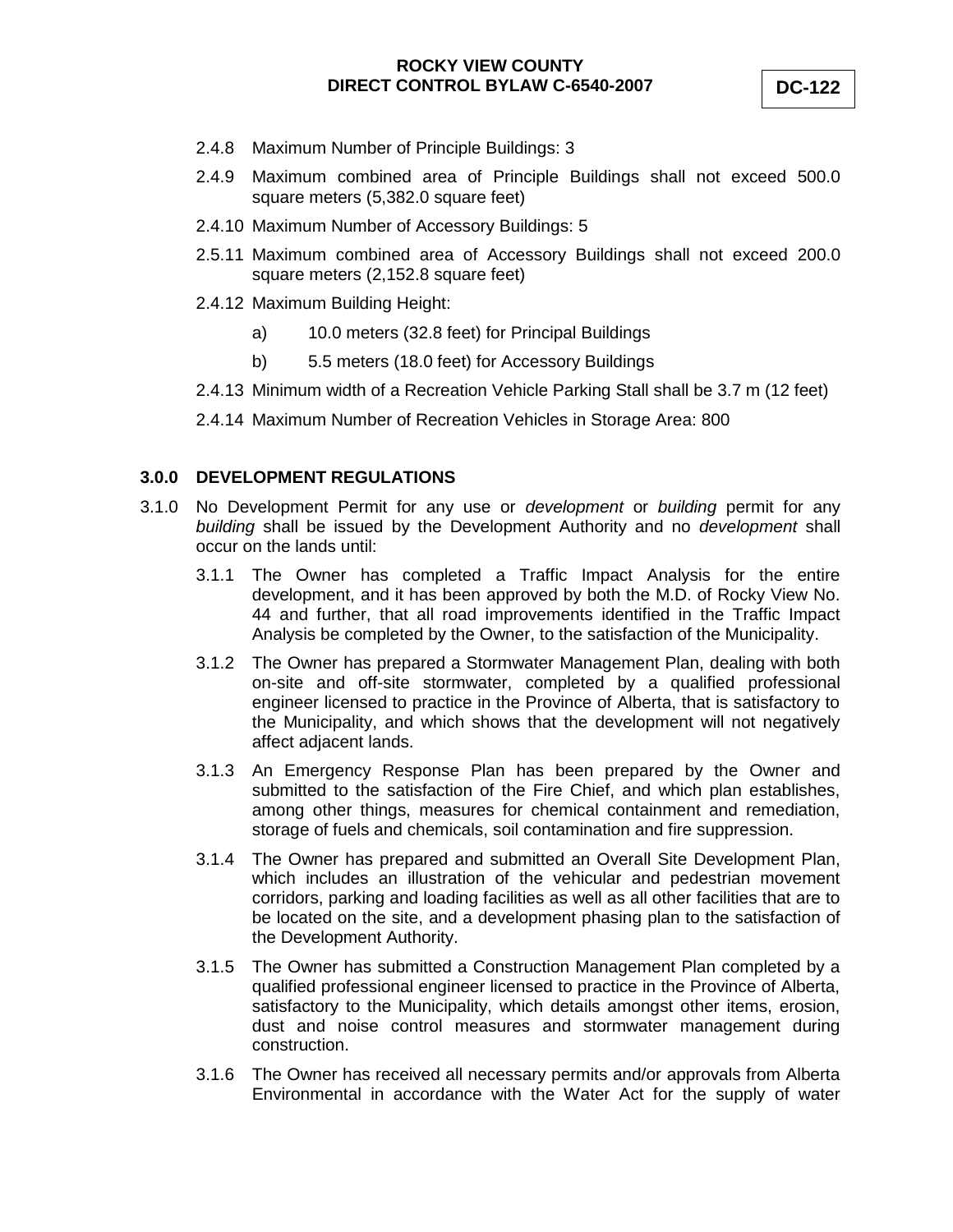2.4.8 Maximum Number of Principle Buildings: 3

2.4.9 Maximum combined area of Principle Buildings shall not exceed 500.0 square meters (5,382.0 square feet)

2.4.10 Maximum Number of Accessory Buildings: 5

2.5.11 Maximum combined area of Accessory Buildings shall not exceed 200.0 square meters (2,152.8 square feet)

2.4.12 Maximum Building Height:

a) 10.0 meters (32.8 feet) for Principal Buildings

b) 5.5 meters (18.0 feet) for Accessory Buildings

2.4.13 Minimum width of a Recreation Vehicle Parking Stall shall be 3.7 m (12 feet)

2.4.14 Maximum Number of Recreation Vehicles in Storage Area: 800

## 3.0.0 DEVELOPMENT REGULATIONS

3.1.0 No Development Permit for any use or *development* or *building* permit for any *building* shall be issued by the Development Authority and no *development* shall occur on the lands until:

3.1.1 The Owner has completed a Traffic Impact Analysis for the entire development, and it has been approved by both the M.D. of Rocky View No. 44 and further, that all road improvements identified in the Traffic Impact Analysis be completed by the Owner, to the satisfaction of the Municipality.

3.1.2 The Owner has prepared a Stormwater Management Plan, dealing with both on-site and off-site stormwater, completed by a qualified professional engineer licensed to practice in the Province of Alberta, that is satisfactory to the Municipality, and which shows that the development will not negatively affect adjacent lands.

3.1.3 An Emergency Response Plan has been prepared by the Owner and submitted to the satisfaction of the Fire Chief, and which plan establishes, among other things, measures for chemical containment and remediation, storage of fuels and chemicals, soil contamination and fire suppression.

3.1.4 The Owner has prepared and submitted an Overall Site Development Plan, which includes an illustration of the vehicular and pedestrian movement corridors, parking and loading facilities as well as all other facilities that are to be located on the site, and a development phasing plan to the satisfaction of the Development Authority.

3.1.5 The Owner has submitted a Construction Management Plan completed by a qualified professional engineer licensed to practice in the Province of Alberta, satisfactory to the Municipality, which details amongst other items, erosion, dust and noise control measures and stormwater management during construction.

3.1.6 The Owner has received all necessary permits and/or approvals from Alberta Environmental in accordance with the Water Act for the supply of water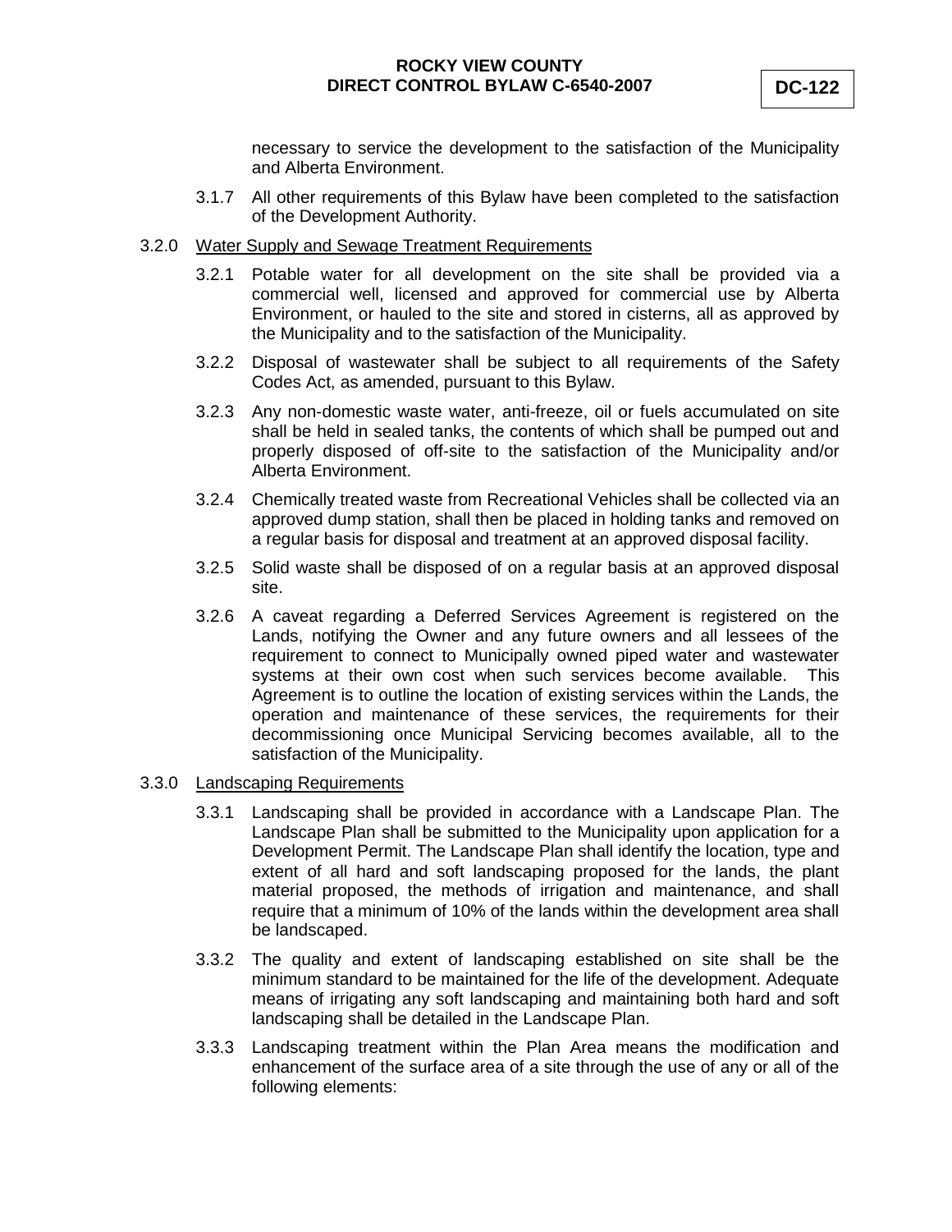necessary to service the development to the satisfaction of the Municipality and Alberta Environment.

3.1.7 All other requirements of this Bylaw have been completed to the satisfaction of the Development Authority.

3.2.0 <u>Water Supply and Sewage Treatment Requirements</u>

3.2.1 Potable water for all development on the site shall be provided via a commercial well, licensed and approved for commercial use by Alberta Environment, or hauled to the site and stored in cisterns, all as approved by the Municipality and to the satisfaction of the Municipality.

3.2.2 Disposal of wastewater shall be subject to all requirements of the Safety Codes Act, as amended, pursuant to this Bylaw.

3.2.3 Any non-domestic waste water, anti-freeze, oil or fuels accumulated on site shall be held in sealed tanks, the contents of which shall be pumped out and properly disposed of off-site to the satisfaction of the Municipality and/or Alberta Environment.

3.2.4 Chemically treated waste from Recreational Vehicles shall be collected via an approved dump station, shall then be placed in holding tanks and removed on a regular basis for disposal and treatment at an approved disposal facility.

3.2.5 Solid waste shall be disposed of on a regular basis at an approved disposal site.

3.2.6 A caveat regarding a Deferred Services Agreement is registered on the Lands, notifying the Owner and any future owners and all lessees of the requirement to connect to Municipally owned piped water and wastewater systems at their own cost when such services become available. This Agreement is to outline the location of existing services within the Lands, the operation and maintenance of these services, the requirements for their decommissioning once Municipal Servicing becomes available, all to the satisfaction of the Municipality.

3.3.0 <u>Landscaping Requirements</u>

3.3.1 Landscaping shall be provided in accordance with a Landscape Plan. The Landscape Plan shall be submitted to the Municipality upon application for a Development Permit. The Landscape Plan shall identify the location, type and extent of all hard and soft landscaping proposed for the lands, the plant material proposed, the methods of irrigation and maintenance, and shall require that a minimum of 10% of the lands within the development area shall be landscaped.

3.3.2 The quality and extent of landscaping established on site shall be the minimum standard to be maintained for the life of the development. Adequate means of irrigating any soft landscaping and maintaining both hard and soft landscaping shall be detailed in the Landscape Plan.

3.3.3 Landscaping treatment within the Plan Area means the modification and enhancement of the surface area of a site through the use of any or all of the following elements: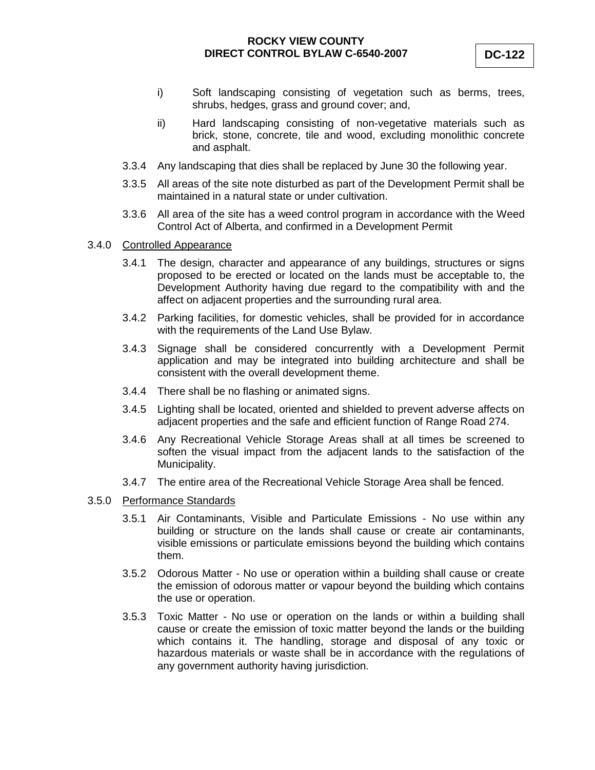i) Soft landscaping consisting of vegetation such as berms, trees, shrubs, hedges, grass and ground cover; and,

ii) Hard landscaping consisting of non-vegetative materials such as brick, stone, concrete, tile and wood, excluding monolithic concrete and asphalt.

3.3.4 Any landscaping that dies shall be replaced by June 30 the following year.

3.3.5 All areas of the site note disturbed as part of the Development Permit shall be maintained in a natural state or under cultivation.

3.3.6 All area of the site has a weed control program in accordance with the Weed Control Act of Alberta, and confirmed in a Development Permit

3.4.0 <u>Controlled Appearance</u>

3.4.1 The design, character and appearance of any buildings, structures or signs proposed to be erected or located on the lands must be acceptable to, the Development Authority having due regard to the compatibility with and the affect on adjacent properties and the surrounding rural area.

3.4.2 Parking facilities, for domestic vehicles, shall be provided for in accordance with the requirements of the Land Use Bylaw.

3.4.3 Signage shall be considered concurrently with a Development Permit application and may be integrated into building architecture and shall be consistent with the overall development theme.

3.4.4 There shall be no flashing or animated signs.

3.4.5 Lighting shall be located, oriented and shielded to prevent adverse affects on adjacent properties and the safe and efficient function of Range Road 274.

3.4.6 Any Recreational Vehicle Storage Areas shall at all times be screened to soften the visual impact from the adjacent lands to the satisfaction of the Municipality.

3.4.7 The entire area of the Recreational Vehicle Storage Area shall be fenced.

3.5.0 <u>Performance Standards</u>

3.5.1 Air Contaminants, Visible and Particulate Emissions - No use within any building or structure on the lands shall cause or create air contaminants, visible emissions or particulate emissions beyond the building which contains them.

3.5.2 Odorous Matter - No use or operation within a building shall cause or create the emission of odorous matter or vapour beyond the building which contains the use or operation.

3.5.3 Toxic Matter - No use or operation on the lands or within a building shall cause or create the emission of toxic matter beyond the lands or the building which contains it. The handling, storage and disposal of any toxic or hazardous materials or waste shall be in accordance with the regulations of any government authority having jurisdiction.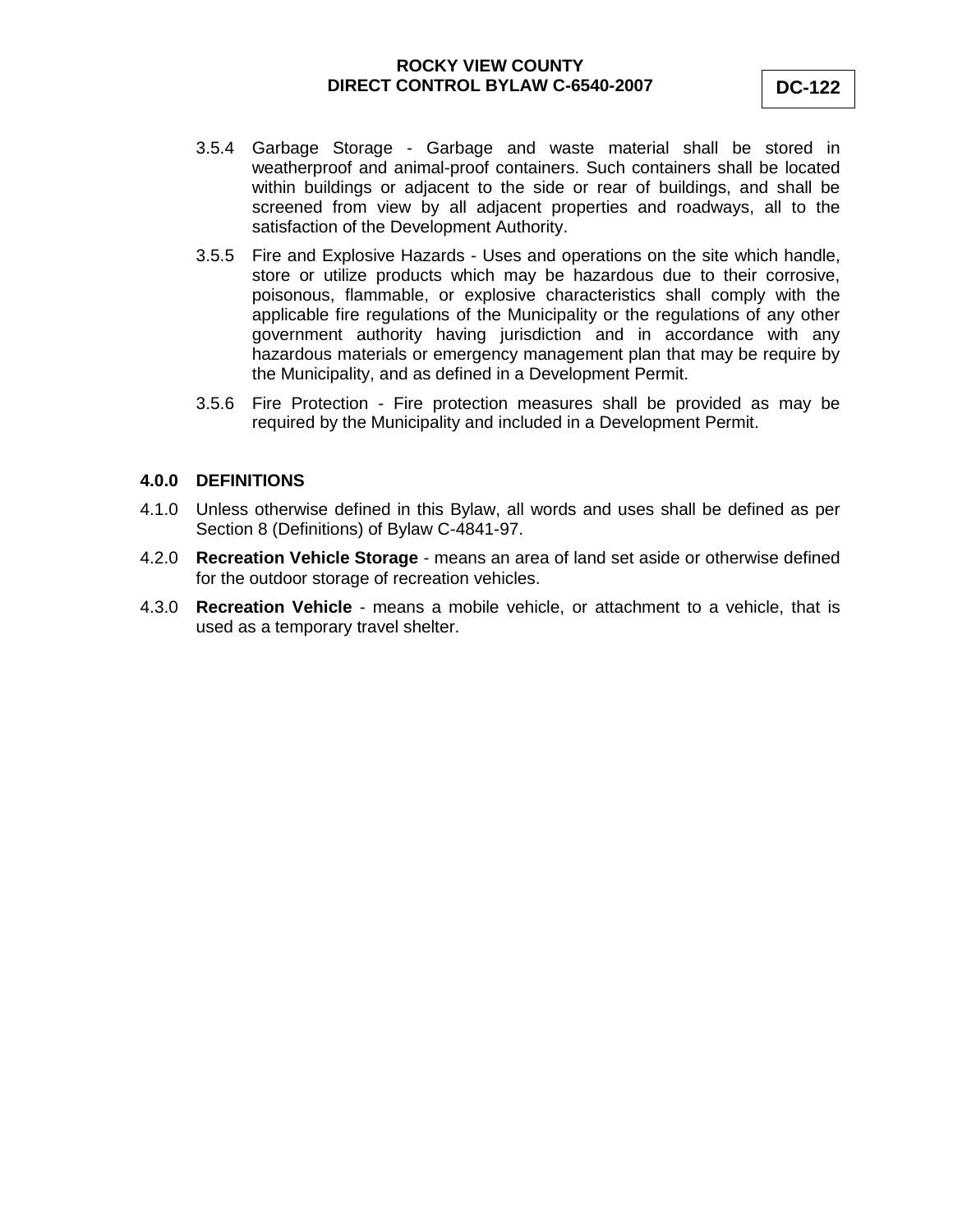3.5.4 Garbage Storage - Garbage and waste material shall be stored in weatherproof and animal-proof containers. Such containers shall be located within buildings or adjacent to the side or rear of buildings, and shall be screened from view by all adjacent properties and roadways, all to the satisfaction of the Development Authority.

3.5.5 Fire and Explosive Hazards - Uses and operations on the site which handle, store or utilize products which may be hazardous due to their corrosive, poisonous, flammable, or explosive characteristics shall comply with the applicable fire regulations of the Municipality or the regulations of any other government authority having jurisdiction and in accordance with any hazardous materials or emergency management plan that may be require by the Municipality, and as defined in a Development Permit.

3.5.6 Fire Protection - Fire protection measures shall be provided as may be required by the Municipality and included in a Development Permit.

## 4.0.0 DEFINITIONS

4.1.0 Unless otherwise defined in this Bylaw, all words and uses shall be defined as per Section 8 (Definitions) of Bylaw C-4841-97.

4.2.0 **Recreation Vehicle Storage** - means an area of land set aside or otherwise defined for the outdoor storage of recreation vehicles.

4.3.0 **Recreation Vehicle** - means a mobile vehicle, or attachment to a vehicle, that is used as a temporary travel shelter.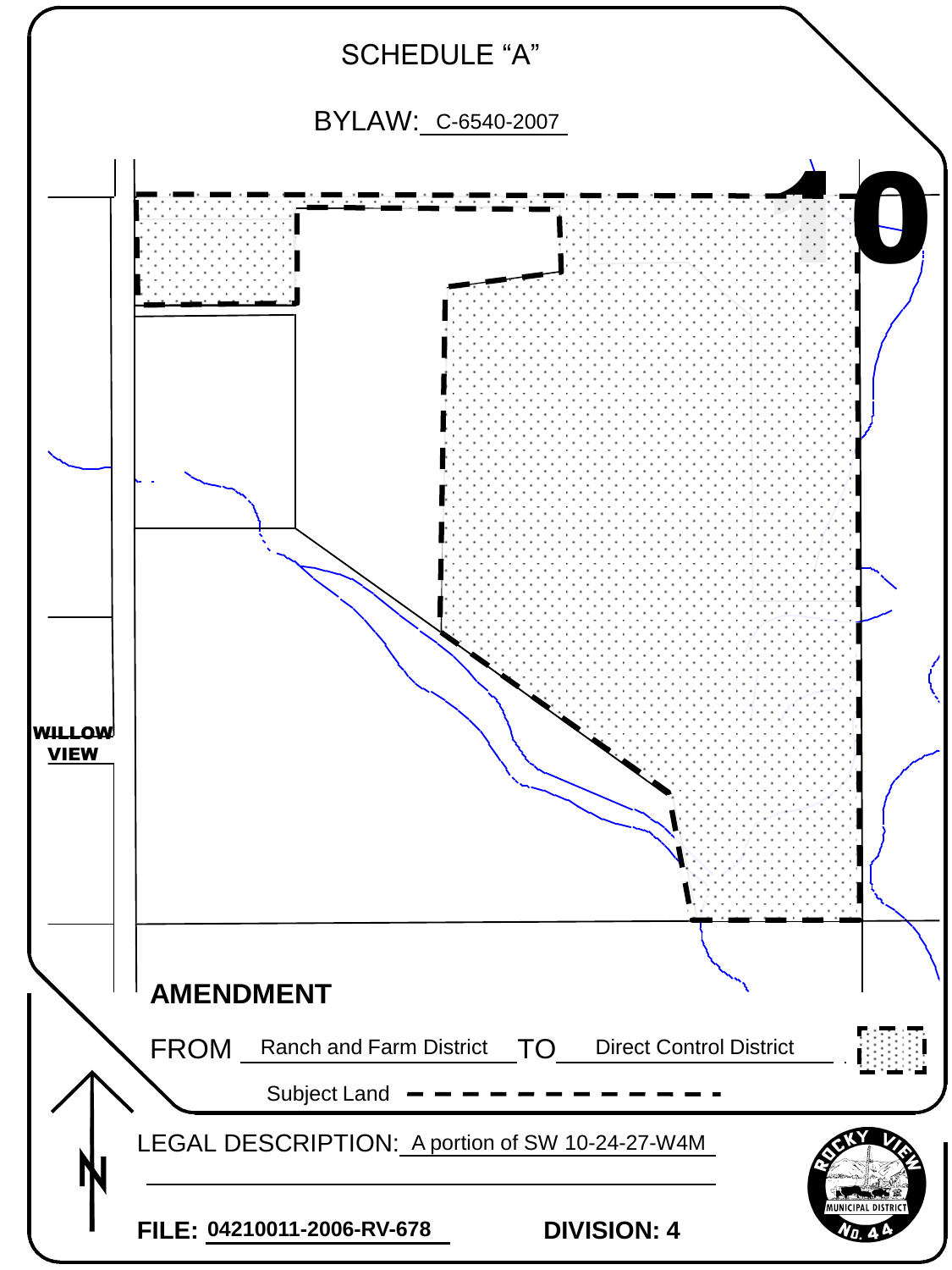# SCHEDULE "A"

BYLAW: C-6540-2007

10

WILLOW VIEW

**AMENDMENT**

FROM Ranch and Farm District TO Direct Control District

Subject Land

LEGAL DESCRIPTION: A portion of SW 10-24-27-W4M

**FILE: 04210011-2006-RV-678**

**DIVISION: 4**

ROCKY VIEW MUNICIPAL DISTRICT NO. 44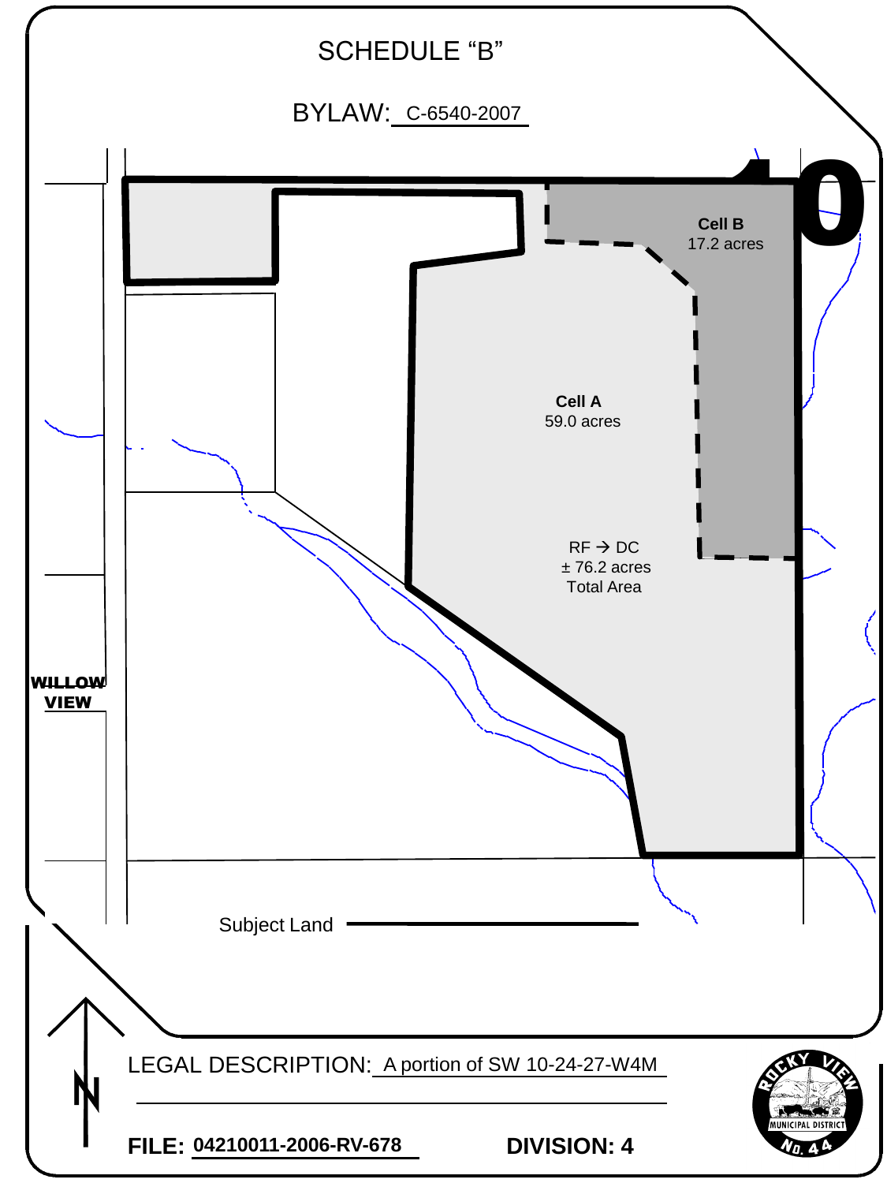# SCHEDULE "B"

BYLAW: C-6540-2007

Cell B
17.2 acres

Cell A
59.0 acres

RF → DC
± 76.2 acres
Total Area

WILLOW VIEW

10

Subject Land

LEGAL DESCRIPTION: A portion of SW 10-24-27-W4M

**FILE: 04210011-2006-RV-678**

**DIVISION: 4**

ROCKY VIEW MUNICIPAL DISTRICT NO. 44